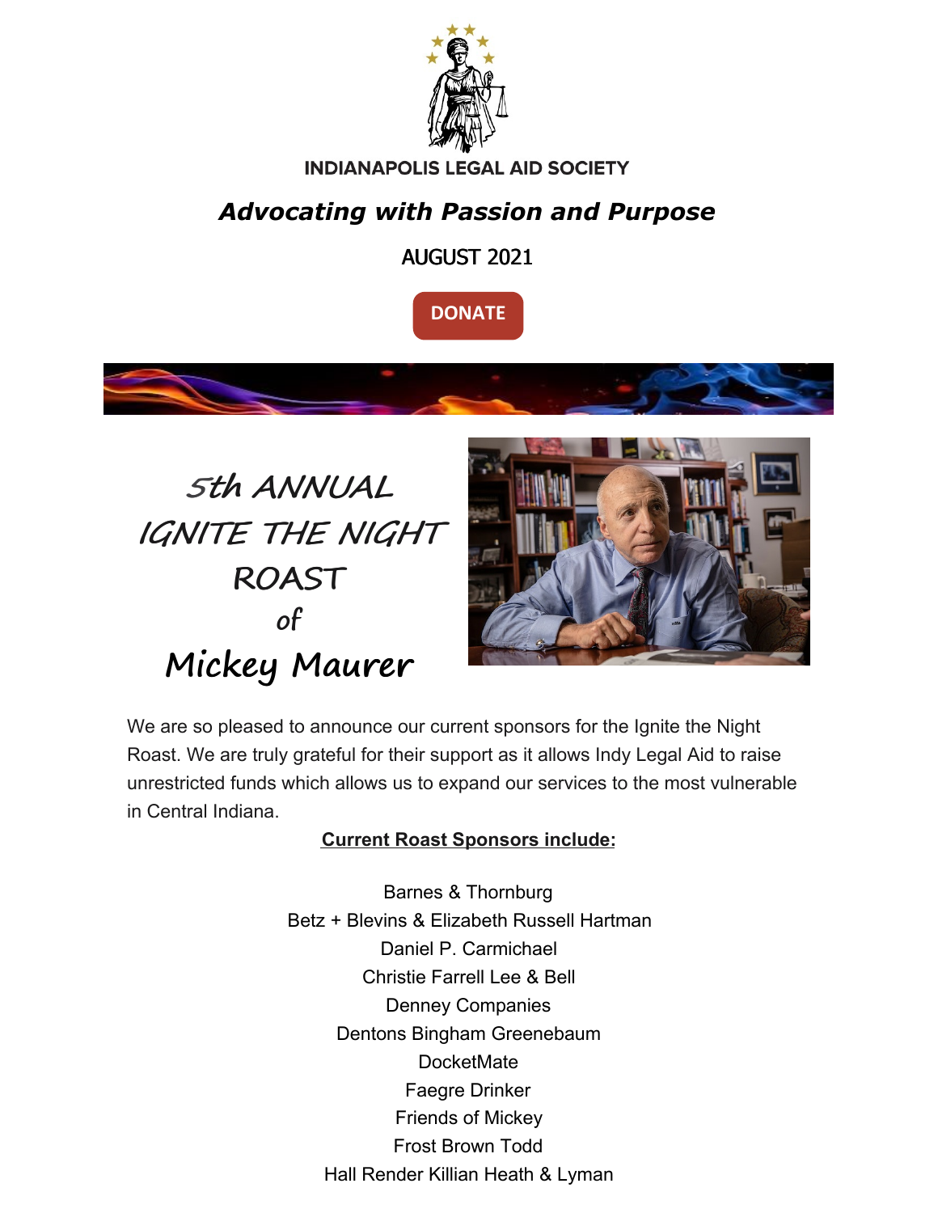INDIANAPOLIS LEGAL AID SOCIETY

## *Advocating with Passion and Purpose*

AUGUST 2021

DONATE

# 5th ANNUAL IGNITE THE NIGHT ROAST of Mickey Maurer

We are so pleased to announce our current sponsors for the Ignite the Night Roast. We are truly grateful for their support as it allows Indy Legal Aid to raise unrestricted funds which allows us to expand our services to the most vulnerable in Central Indiana.

**Current Roast Sponsors include:**

Barnes & Thornburg
Betz + Blevins & Elizabeth Russell Hartman
Daniel P. Carmichael
Christie Farrell Lee & Bell
Denney Companies
Dentons Bingham Greenebaum
DocketMate
Faegre Drinker
Friends of Mickey
Frost Brown Todd
Hall Render Killian Heath & Lyman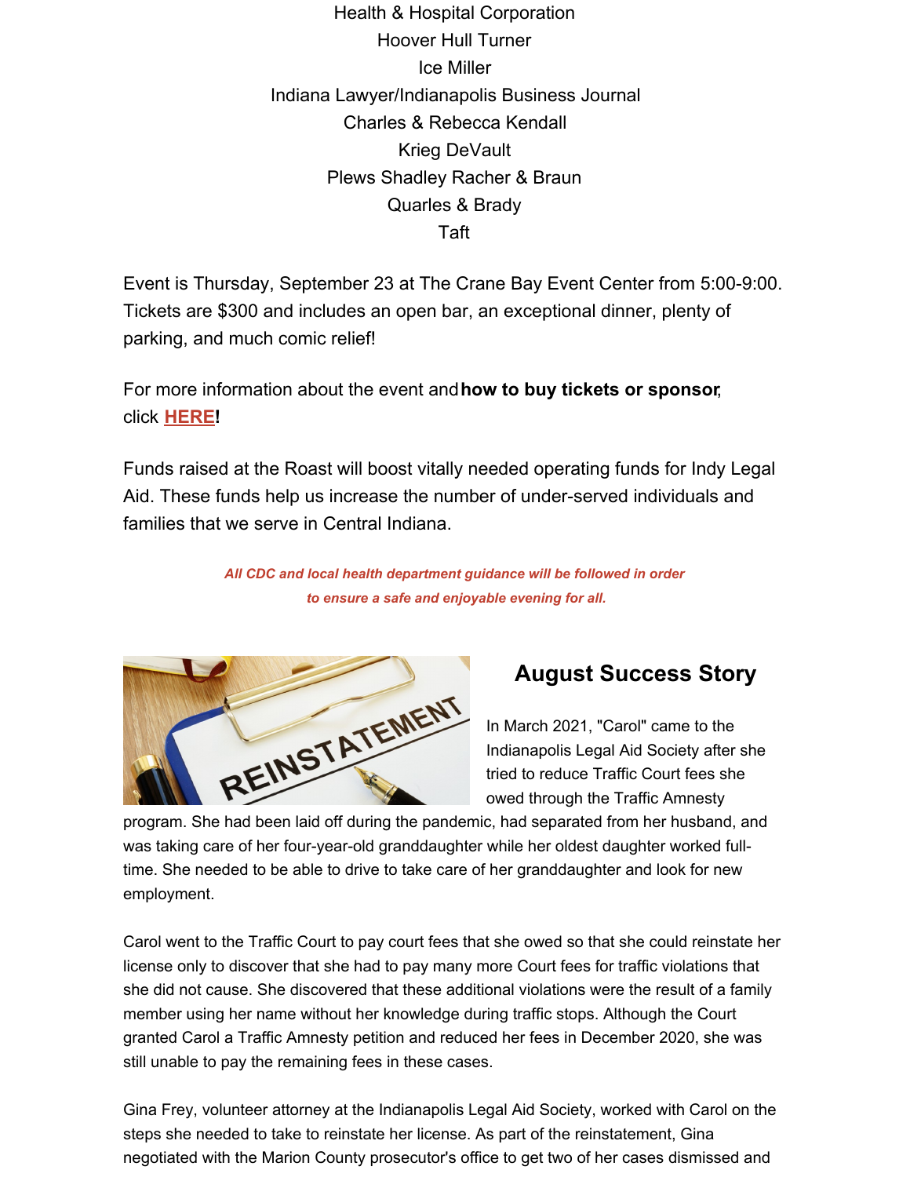Health & Hospital Corporation
Hoover Hull Turner
Ice Miller
Indiana Lawyer/Indianapolis Business Journal
Charles & Rebecca Kendall
Krieg DeVault
Plews Shadley Racher & Braun
Quarles & Brady
Taft

Event is Thursday, September 23 at The Crane Bay Event Center from 5:00-9:00. Tickets are $300 and includes an open bar, an exceptional dinner, plenty of parking, and much comic relief!

For more information about the event and **how to buy tickets or sponsor**, click **HERE!**

Funds raised at the Roast will boost vitally needed operating funds for Indy Legal Aid. These funds help us increase the number of under-served individuals and families that we serve in Central Indiana.

***All CDC and local health department guidance will be followed in order to ensure a safe and enjoyable evening for all.***

## August Success Story

In March 2021, "Carol" came to the Indianapolis Legal Aid Society after she tried to reduce Traffic Court fees she owed through the Traffic Amnesty program. She had been laid off during the pandemic, had separated from her husband, and was taking care of her four-year-old granddaughter while her oldest daughter worked full-time. She needed to be able to drive to take care of her granddaughter and look for new employment.

Carol went to the Traffic Court to pay court fees that she owed so that she could reinstate her license only to discover that she had to pay many more Court fees for traffic violations that she did not cause. She discovered that these additional violations were the result of a family member using her name without her knowledge during traffic stops. Although the Court granted Carol a Traffic Amnesty petition and reduced her fees in December 2020, she was still unable to pay the remaining fees in these cases.

Gina Frey, volunteer attorney at the Indianapolis Legal Aid Society, worked with Carol on the steps she needed to take to reinstate her license. As part of the reinstatement, Gina negotiated with the Marion County prosecutor's office to get two of her cases dismissed and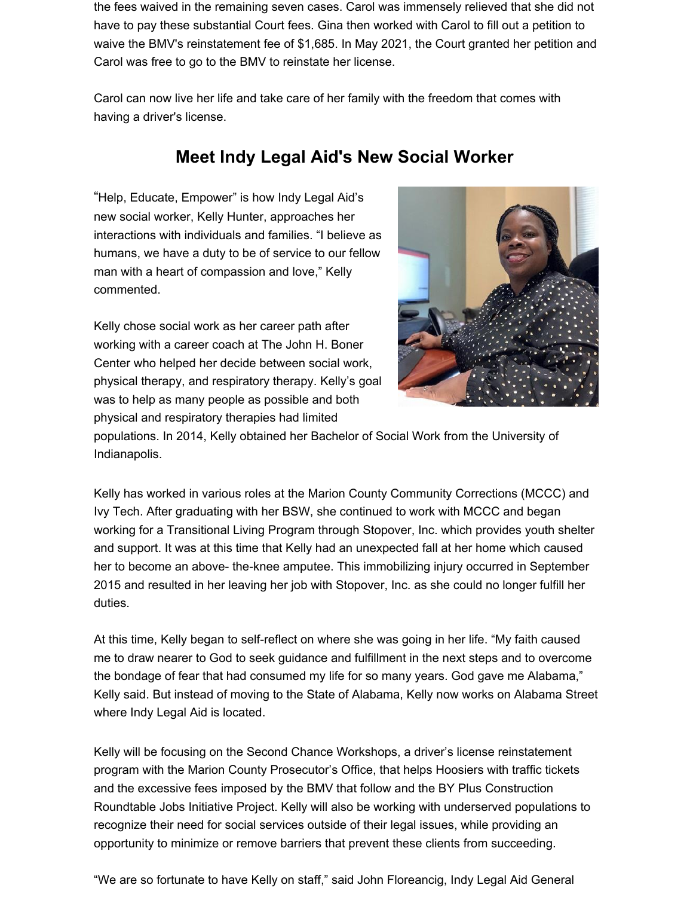the fees waived in the remaining seven cases. Carol was immensely relieved that she did not have to pay these substantial Court fees. Gina then worked with Carol to fill out a petition to waive the BMV's reinstatement fee of $1,685. In May 2021, the Court granted her petition and Carol was free to go to the BMV to reinstate her license.

Carol can now live her life and take care of her family with the freedom that comes with having a driver's license.

## Meet Indy Legal Aid's New Social Worker

"Help, Educate, Empower" is how Indy Legal Aid's new social worker, Kelly Hunter, approaches her interactions with individuals and families. "I believe as humans, we have a duty to be of service to our fellow man with a heart of compassion and love," Kelly commented.

Kelly chose social work as her career path after working with a career coach at The John H. Boner Center who helped her decide between social work, physical therapy, and respiratory therapy. Kelly's goal was to help as many people as possible and both physical and respiratory therapies had limited populations. In 2014, Kelly obtained her Bachelor of Social Work from the University of Indianapolis.

Kelly has worked in various roles at the Marion County Community Corrections (MCCC) and Ivy Tech. After graduating with her BSW, she continued to work with MCCC and began working for a Transitional Living Program through Stopover, Inc. which provides youth shelter and support. It was at this time that Kelly had an unexpected fall at her home which caused her to become an above- the-knee amputee. This immobilizing injury occurred in September 2015 and resulted in her leaving her job with Stopover, Inc. as she could no longer fulfill her duties.

At this time, Kelly began to self-reflect on where she was going in her life. "My faith caused me to draw nearer to God to seek guidance and fulfillment in the next steps and to overcome the bondage of fear that had consumed my life for so many years. God gave me Alabama," Kelly said. But instead of moving to the State of Alabama, Kelly now works on Alabama Street where Indy Legal Aid is located.

Kelly will be focusing on the Second Chance Workshops, a driver's license reinstatement program with the Marion County Prosecutor's Office, that helps Hoosiers with traffic tickets and the excessive fees imposed by the BMV that follow and the BY Plus Construction Roundtable Jobs Initiative Project. Kelly will also be working with underserved populations to recognize their need for social services outside of their legal issues, while providing an opportunity to minimize or remove barriers that prevent these clients from succeeding.

"We are so fortunate to have Kelly on staff," said John Floreancig, Indy Legal Aid General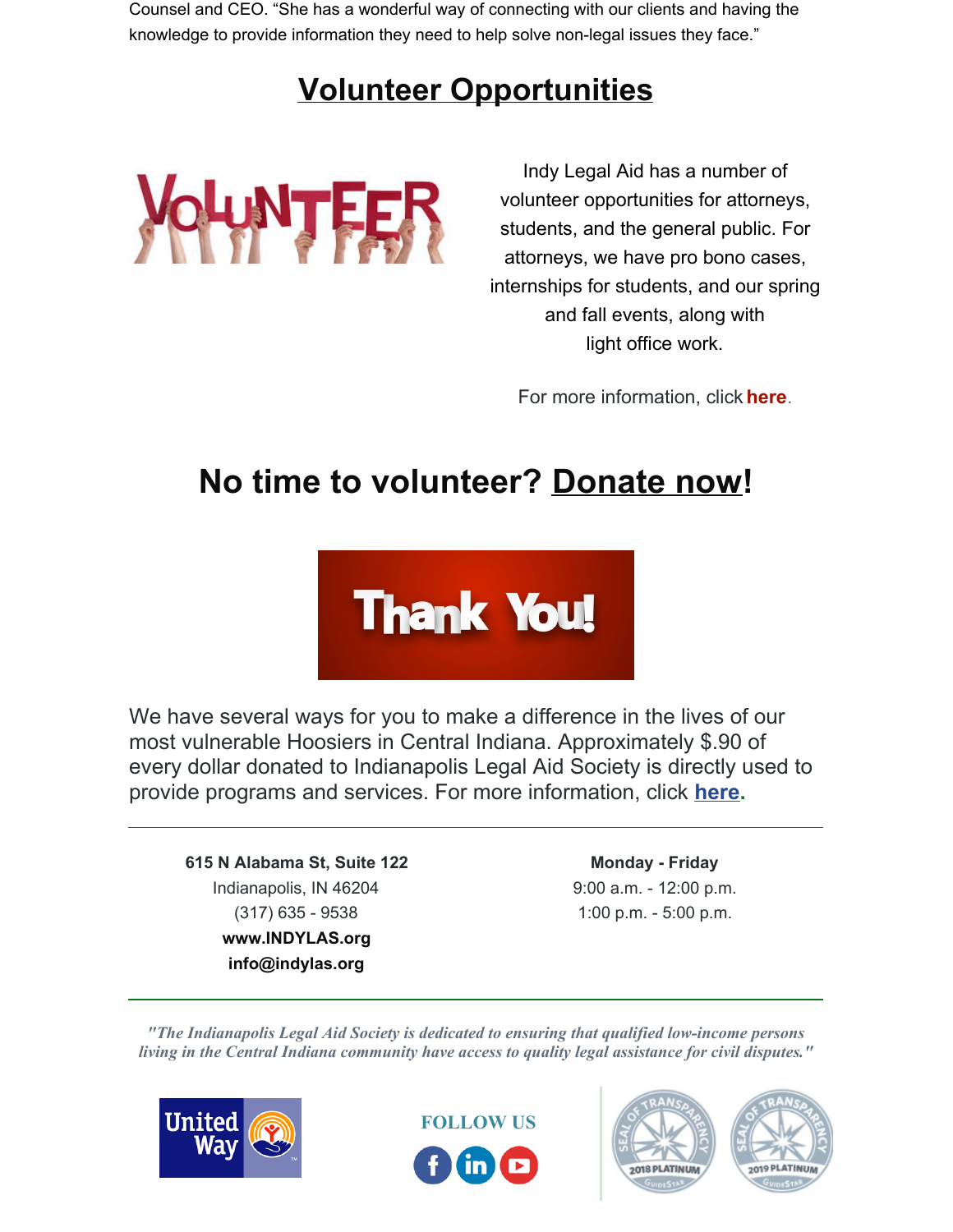Counsel and CEO. "She has a wonderful way of connecting with our clients and having the knowledge to provide information they need to help solve non-legal issues they face."

## Volunteer Opportunities

Indy Legal Aid has a number of volunteer opportunities for attorneys, students, and the general public. For attorneys, we have pro bono cases, internships for students, and our spring and fall events, along with light office work.

For more information, click **here**.

## No time to volunteer? Donate now!

We have several ways for you to make a difference in the lives of our most vulnerable Hoosiers in Central Indiana. Approximately $.90 of every dollar donated to Indianapolis Legal Aid Society is directly used to provide programs and services. For more information, click **here**.

---

**615 N Alabama St, Suite 122**
Indianapolis, IN 46204
(317) 635 - 9538
**www.INDYLAS.org**
**info@indylas.org**

**Monday - Friday**
9:00 a.m. - 12:00 p.m.
1:00 p.m. - 5:00 p.m.

---

*"The Indianapolis Legal Aid Society is dedicated to ensuring that qualified low-income persons living in the Central Indiana community have access to quality legal assistance for civil disputes."*

FOLLOW US